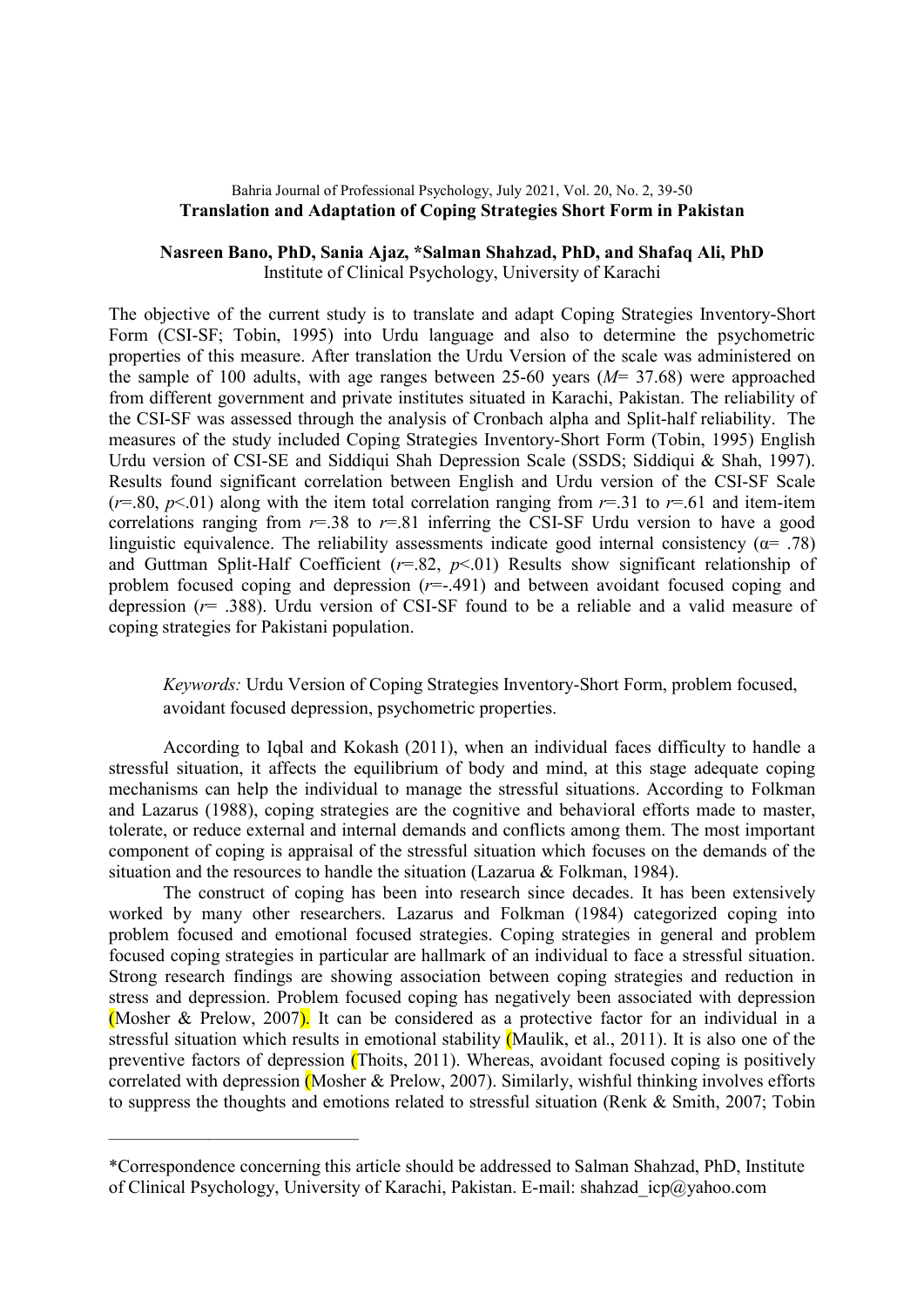# Translation and Adaptation of Coping Strategies Short Form in Pakistan

**Nasreen Bano, PhD, Sania Ajaz, \*Salman Shahzad, PhD, and Shafaq Ali, PhD**
Institute of Clinical Psychology, University of Karachi

The objective of the current study is to translate and adapt Coping Strategies Inventory-Short Form (CSI-SF; Tobin, 1995) into Urdu language and also to determine the psychometric properties of this measure. After translation the Urdu Version of the scale was administered on the sample of 100 adults, with age ranges between 25-60 years (*M*= 37.68) were approached from different government and private institutes situated in Karachi, Pakistan. The reliability of the CSI-SF was assessed through the analysis of Cronbach alpha and Split-half reliability. The measures of the study included Coping Strategies Inventory-Short Form (Tobin, 1995) English Urdu version of CSI-SE and Siddiqui Shah Depression Scale (SSDS; Siddiqui & Shah, 1997). Results found significant correlation between English and Urdu version of the CSI-SF Scale ($r$=.80, $p$<.01) along with the item total correlation ranging from $r$=.31 to $r$=.61 and item-item correlations ranging from $r$=.38 to $r$=.81 inferring the CSI-SF Urdu version to have a good linguistic equivalence. The reliability assessments indicate good internal consistency ($\alpha$= .78) and Guttman Split-Half Coefficient ($r$=.82, $p$<.01) Results show significant relationship of problem focused coping and depression ($r$=-.491) and between avoidant focused coping and depression ($r$= .388). Urdu version of CSI-SF found to be a reliable and a valid measure of coping strategies for Pakistani population.

*Keywords:* Urdu Version of Coping Strategies Inventory-Short Form, problem focused, avoidant focused depression, psychometric properties.

According to Iqbal and Kokash (2011), when an individual faces difficulty to handle a stressful situation, it affects the equilibrium of body and mind, at this stage adequate coping mechanisms can help the individual to manage the stressful situations. According to Folkman and Lazarus (1988), coping strategies are the cognitive and behavioral efforts made to master, tolerate, or reduce external and internal demands and conflicts among them. The most important component of coping is appraisal of the stressful situation which focuses on the demands of the situation and the resources to handle the situation (Lazarua & Folkman, 1984).

The construct of coping has been into research since decades. It has been extensively worked by many other researchers. Lazarus and Folkman (1984) categorized coping into problem focused and emotional focused strategies. Coping strategies in general and problem focused coping strategies in particular are hallmark of an individual to face a stressful situation. Strong research findings are showing association between coping strategies and reduction in stress and depression. Problem focused coping has negatively been associated with depression (Mosher & Prelow, 2007). It can be considered as a protective factor for an individual in a stressful situation which results in emotional stability (Maulik, et al., 2011). It is also one of the preventive factors of depression (Thoits, 2011). Whereas, avoidant focused coping is positively correlated with depression (Mosher & Prelow, 2007). Similarly, wishful thinking involves efforts to suppress the thoughts and emotions related to stressful situation (Renk & Smith, 2007; Tobin

---

\*Correspondence concerning this article should be addressed to Salman Shahzad, PhD, Institute of Clinical Psychology, University of Karachi, Pakistan. E-mail: shahzad_icp@yahoo.com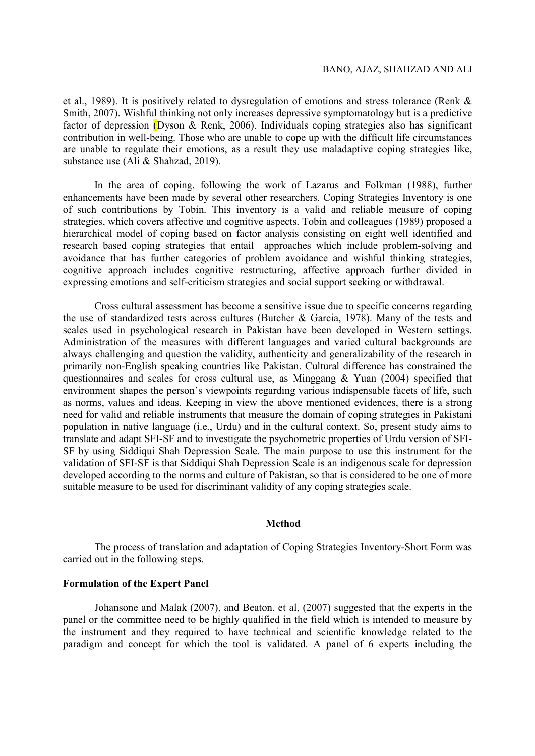et al., 1989). It is positively related to dysregulation of emotions and stress tolerance (Renk & Smith, 2007). Wishful thinking not only increases depressive symptomatology but is a predictive factor of depression (Dyson & Renk, 2006). Individuals coping strategies also has significant contribution in well-being. Those who are unable to cope up with the difficult life circumstances are unable to regulate their emotions, as a result they use maladaptive coping strategies like, substance use (Ali & Shahzad, 2019).

In the area of coping, following the work of Lazarus and Folkman (1988), further enhancements have been made by several other researchers. Coping Strategies Inventory is one of such contributions by Tobin. This inventory is a valid and reliable measure of coping strategies, which covers affective and cognitive aspects. Tobin and colleagues (1989) proposed a hierarchical model of coping based on factor analysis consisting on eight well identified and research based coping strategies that entail approaches which include problem-solving and avoidance that has further categories of problem avoidance and wishful thinking strategies, cognitive approach includes cognitive restructuring, affective approach further divided in expressing emotions and self-criticism strategies and social support seeking or withdrawal.

Cross cultural assessment has become a sensitive issue due to specific concerns regarding the use of standardized tests across cultures (Butcher & Garcia, 1978). Many of the tests and scales used in psychological research in Pakistan have been developed in Western settings. Administration of the measures with different languages and varied cultural backgrounds are always challenging and question the validity, authenticity and generalizability of the research in primarily non-English speaking countries like Pakistan. Cultural difference has constrained the questionnaires and scales for cross cultural use, as Minggang & Yuan (2004) specified that environment shapes the person's viewpoints regarding various indispensable facets of life, such as norms, values and ideas. Keeping in view the above mentioned evidences, there is a strong need for valid and reliable instruments that measure the domain of coping strategies in Pakistani population in native language (i.e., Urdu) and in the cultural context. So, present study aims to translate and adapt SFI-SF and to investigate the psychometric properties of Urdu version of SFI-SF by using Siddiqui Shah Depression Scale. The main purpose to use this instrument for the validation of SFI-SF is that Siddiqui Shah Depression Scale is an indigenous scale for depression developed according to the norms and culture of Pakistan, so that is considered to be one of more suitable measure to be used for discriminant validity of any coping strategies scale.

## Method

The process of translation and adaptation of Coping Strategies Inventory-Short Form was carried out in the following steps.

### Formulation of the Expert Panel

Johansone and Malak (2007), and Beaton, et al, (2007) suggested that the experts in the panel or the committee need to be highly qualified in the field which is intended to measure by the instrument and they required to have technical and scientific knowledge related to the paradigm and concept for which the tool is validated. A panel of 6 experts including the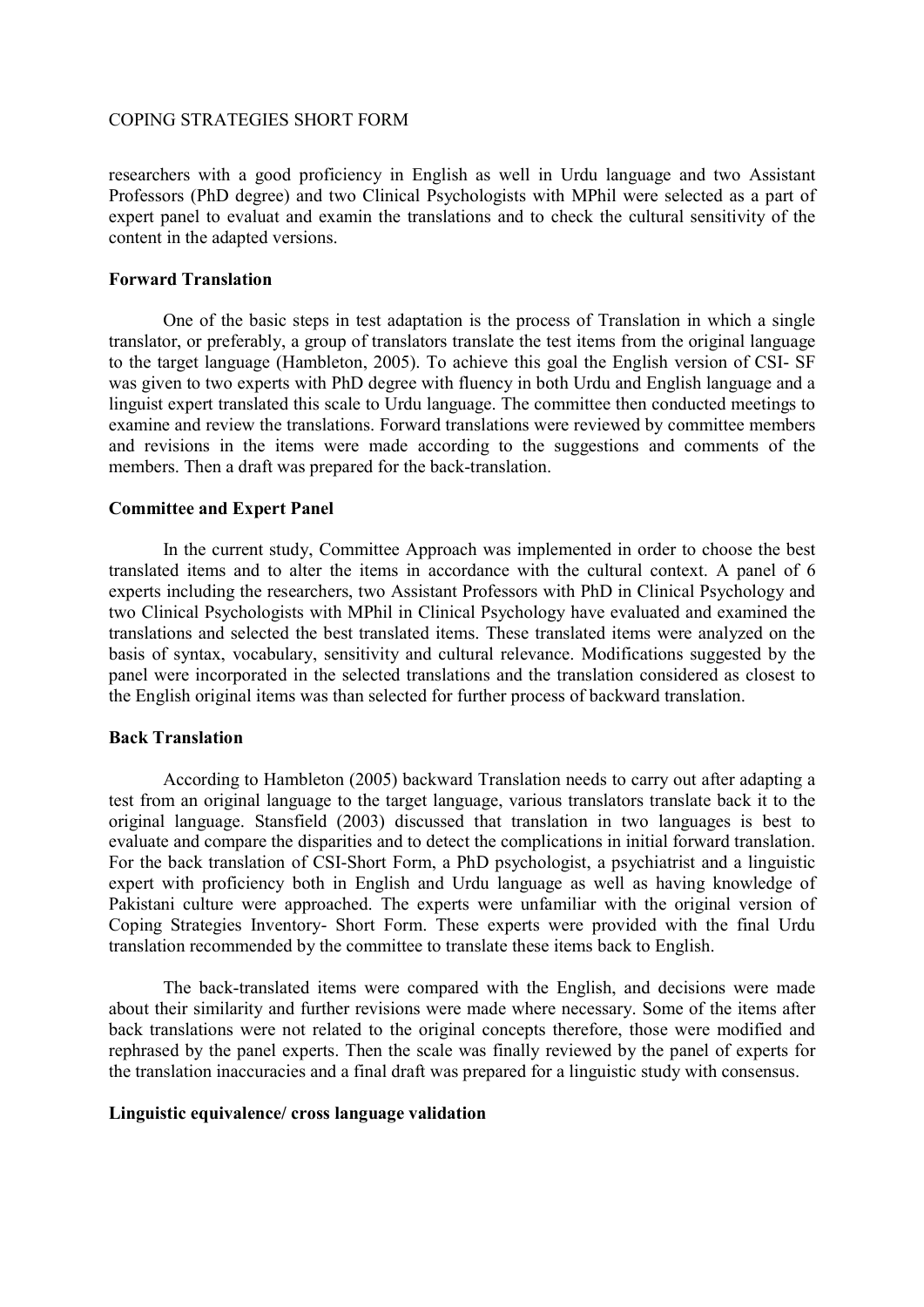researchers with a good proficiency in English as well in Urdu language and two Assistant Professors (PhD degree) and two Clinical Psychologists with MPhil were selected as a part of expert panel to evaluat and examin the translations and to check the cultural sensitivity of the content in the adapted versions.

### Forward Translation

One of the basic steps in test adaptation is the process of Translation in which a single translator, or preferably, a group of translators translate the test items from the original language to the target language (Hambleton, 2005). To achieve this goal the English version of CSI- SF was given to two experts with PhD degree with fluency in both Urdu and English language and a linguist expert translated this scale to Urdu language. The committee then conducted meetings to examine and review the translations. Forward translations were reviewed by committee members and revisions in the items were made according to the suggestions and comments of the members. Then a draft was prepared for the back-translation.

### Committee and Expert Panel

In the current study, Committee Approach was implemented in order to choose the best translated items and to alter the items in accordance with the cultural context. A panel of 6 experts including the researchers, two Assistant Professors with PhD in Clinical Psychology and two Clinical Psychologists with MPhil in Clinical Psychology have evaluated and examined the translations and selected the best translated items. These translated items were analyzed on the basis of syntax, vocabulary, sensitivity and cultural relevance. Modifications suggested by the panel were incorporated in the selected translations and the translation considered as closest to the English original items was than selected for further process of backward translation.

### Back Translation

According to Hambleton (2005) backward Translation needs to carry out after adapting a test from an original language to the target language, various translators translate back it to the original language. Stansfield (2003) discussed that translation in two languages is best to evaluate and compare the disparities and to detect the complications in initial forward translation. For the back translation of CSI-Short Form, a PhD psychologist, a psychiatrist and a linguistic expert with proficiency both in English and Urdu language as well as having knowledge of Pakistani culture were approached. The experts were unfamiliar with the original version of Coping Strategies Inventory- Short Form. These experts were provided with the final Urdu translation recommended by the committee to translate these items back to English.

The back-translated items were compared with the English, and decisions were made about their similarity and further revisions were made where necessary. Some of the items after back translations were not related to the original concepts therefore, those were modified and rephrased by the panel experts. Then the scale was finally reviewed by the panel of experts for the translation inaccuracies and a final draft was prepared for a linguistic study with consensus.

### Linguistic equivalence/ cross language validation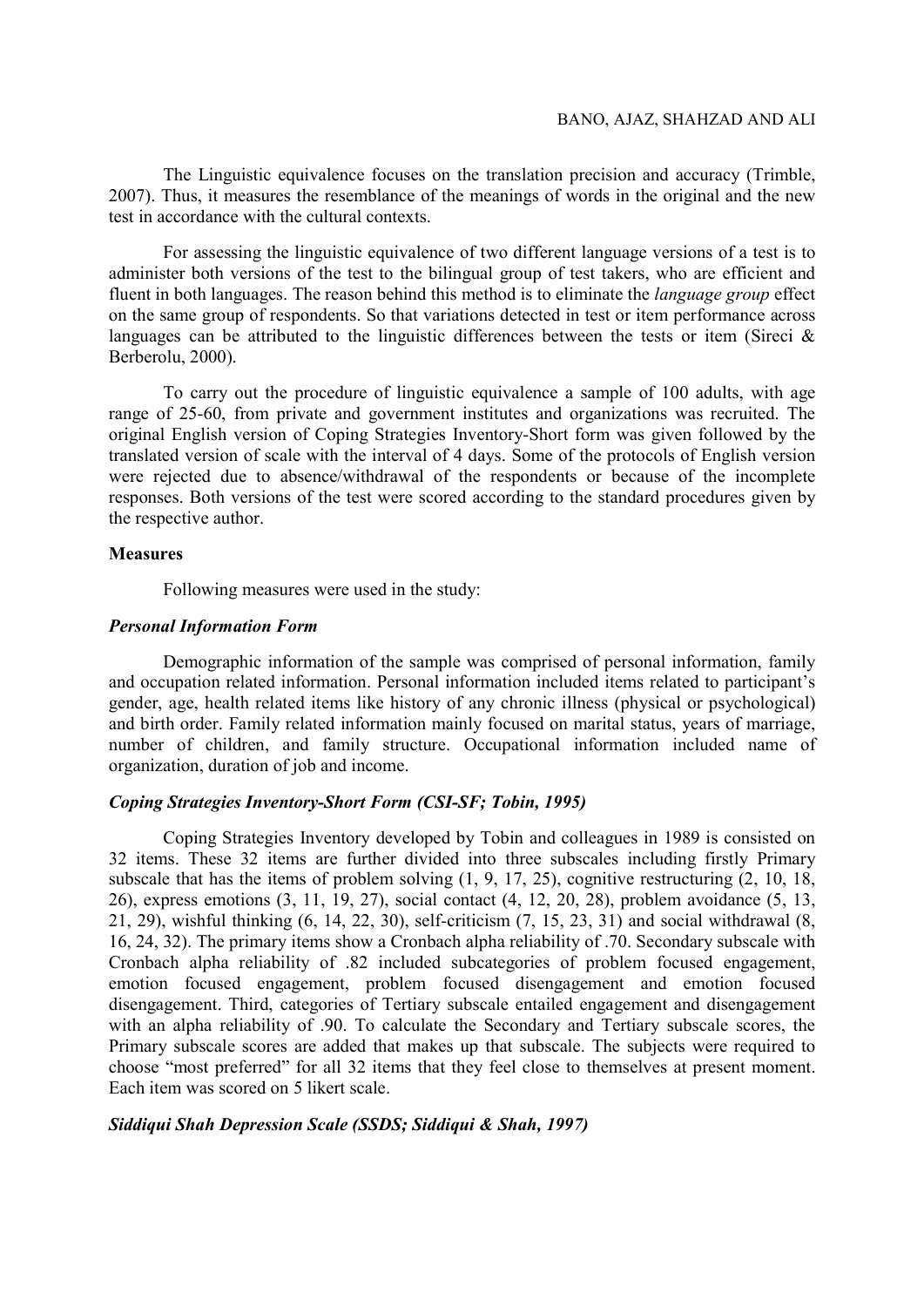The Linguistic equivalence focuses on the translation precision and accuracy (Trimble, 2007). Thus, it measures the resemblance of the meanings of words in the original and the new test in accordance with the cultural contexts.

For assessing the linguistic equivalence of two different language versions of a test is to administer both versions of the test to the bilingual group of test takers, who are efficient and fluent in both languages. The reason behind this method is to eliminate the *language group* effect on the same group of respondents. So that variations detected in test or item performance across languages can be attributed to the linguistic differences between the tests or item (Sireci & Berberolu, 2000).

To carry out the procedure of linguistic equivalence a sample of 100 adults, with age range of 25-60, from private and government institutes and organizations was recruited. The original English version of Coping Strategies Inventory-Short form was given followed by the translated version of scale with the interval of 4 days. Some of the protocols of English version were rejected due to absence/withdrawal of the respondents or because of the incomplete responses. Both versions of the test were scored according to the standard procedures given by the respective author.

### Measures

Following measures were used in the study:

#### *Personal Information Form*

Demographic information of the sample was comprised of personal information, family and occupation related information. Personal information included items related to participant's gender, age, health related items like history of any chronic illness (physical or psychological) and birth order. Family related information mainly focused on marital status, years of marriage, number of children, and family structure. Occupational information included name of organization, duration of job and income.

#### *Coping Strategies Inventory-Short Form (CSI-SF; Tobin, 1995)*

Coping Strategies Inventory developed by Tobin and colleagues in 1989 is consisted on 32 items. These 32 items are further divided into three subscales including firstly Primary subscale that has the items of problem solving (1, 9, 17, 25), cognitive restructuring (2, 10, 18, 26), express emotions (3, 11, 19, 27), social contact (4, 12, 20, 28), problem avoidance (5, 13, 21, 29), wishful thinking (6, 14, 22, 30), self-criticism (7, 15, 23, 31) and social withdrawal (8, 16, 24, 32). The primary items show a Cronbach alpha reliability of .70. Secondary subscale with Cronbach alpha reliability of .82 included subcategories of problem focused engagement, emotion focused engagement, problem focused disengagement and emotion focused disengagement. Third, categories of Tertiary subscale entailed engagement and disengagement with an alpha reliability of .90. To calculate the Secondary and Tertiary subscale scores, the Primary subscale scores are added that makes up that subscale. The subjects were required to choose "most preferred" for all 32 items that they feel close to themselves at present moment. Each item was scored on 5 likert scale.

#### *Siddiqui Shah Depression Scale (SSDS; Siddiqui & Shah, 1997)*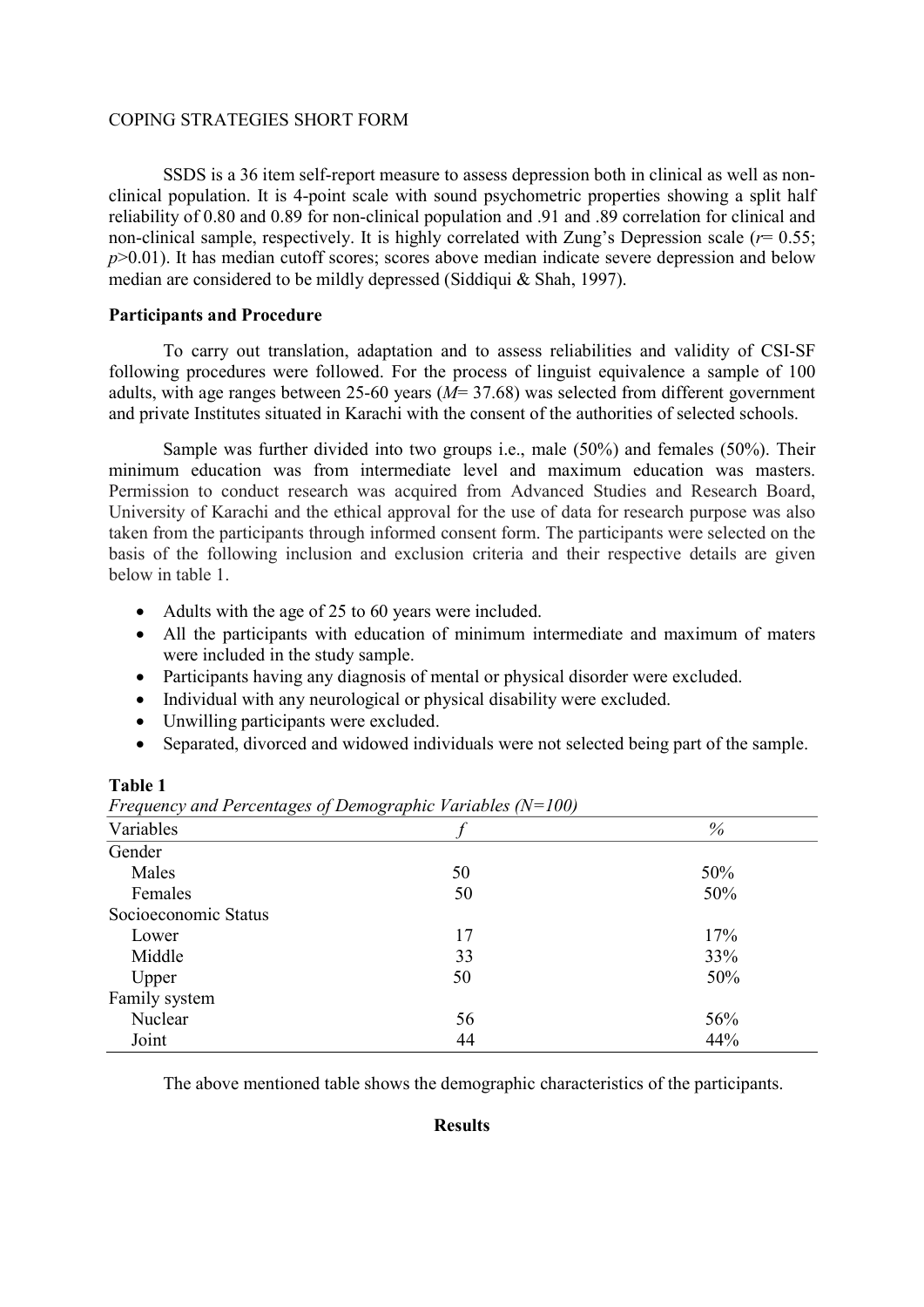SSDS is a 36 item self-report measure to assess depression both in clinical as well as non-clinical population. It is 4-point scale with sound psychometric properties showing a split half reliability of 0.80 and 0.89 for non-clinical population and .91 and .89 correlation for clinical and non-clinical sample, respectively. It is highly correlated with Zung's Depression scale ($r$= 0.55; $p$>0.01). It has median cutoff scores; scores above median indicate severe depression and below median are considered to be mildly depressed (Siddiqui & Shah, 1997).

**Participants and Procedure**

To carry out translation, adaptation and to assess reliabilities and validity of CSI-SF following procedures were followed. For the process of linguist equivalence a sample of 100 adults, with age ranges between 25-60 years ($M$= 37.68) was selected from different government and private Institutes situated in Karachi with the consent of the authorities of selected schools.

Sample was further divided into two groups i.e., male (50%) and females (50%). Their minimum education was from intermediate level and maximum education was masters. Permission to conduct research was acquired from Advanced Studies and Research Board, University of Karachi and the ethical approval for the use of data for research purpose was also taken from the participants through informed consent form. The participants were selected on the basis of the following inclusion and exclusion criteria and their respective details are given below in table 1.

- Adults with the age of 25 to 60 years were included.
- All the participants with education of minimum intermediate and maximum of maters were included in the study sample.
- Participants having any diagnosis of mental or physical disorder were excluded.
- Individual with any neurological or physical disability were excluded.
- Unwilling participants were excluded.
- Separated, divorced and widowed individuals were not selected being part of the sample.

**Table 1**

*Frequency and Percentages of Demographic Variables (N=100)*

| Variables | *f* | % |
|---|---|---|
| Gender | | |
| Males | 50 | 50% |
| Females | 50 | 50% |
| Socioeconomic Status | | |
| Lower | 17 | 17% |
| Middle | 33 | 33% |
| Upper | 50 | 50% |
| Family system | | |
| Nuclear | 56 | 56% |
| Joint | 44 | 44% |

The above mentioned table shows the demographic characteristics of the participants.

**Results**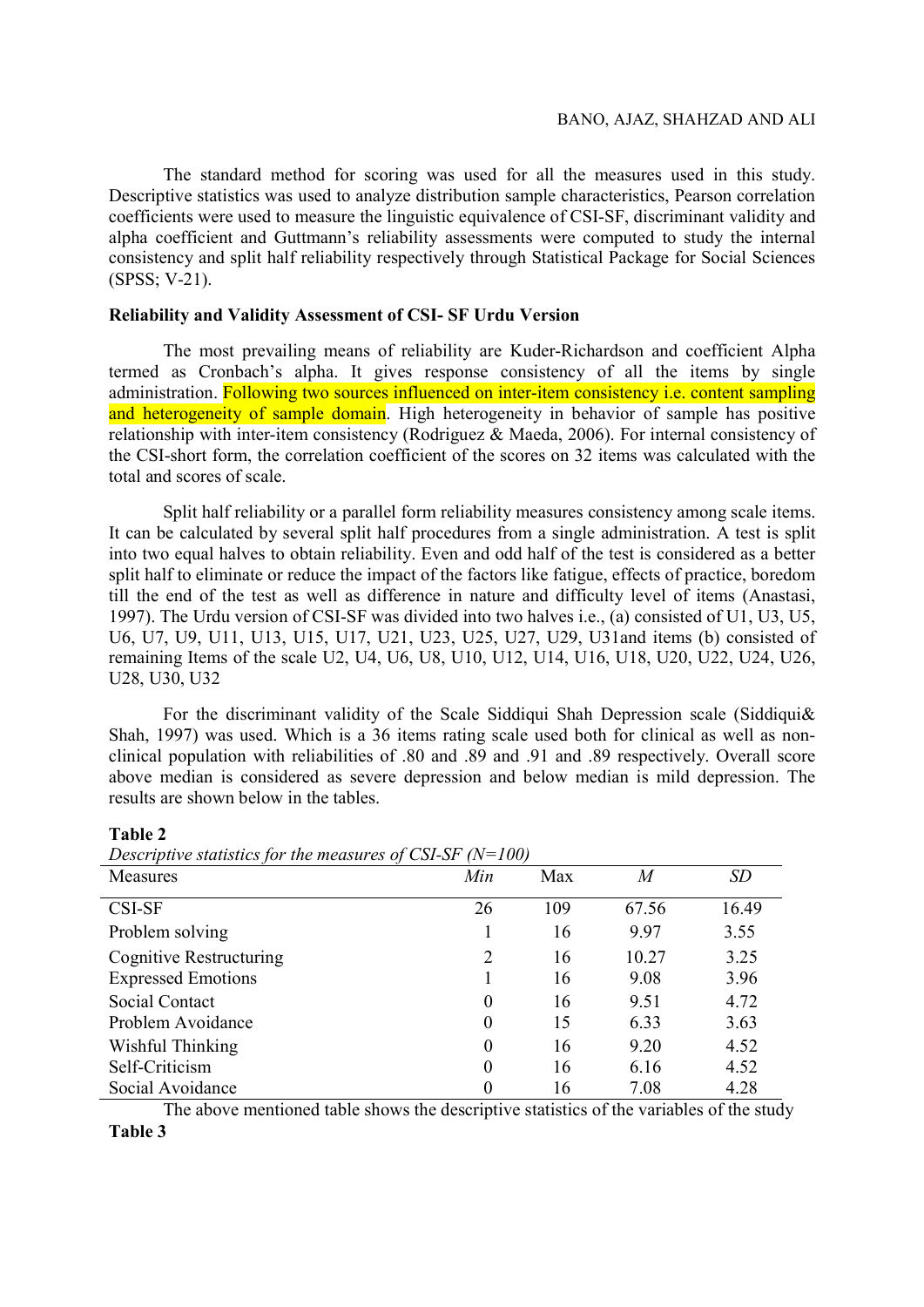The standard method for scoring was used for all the measures used in this study. Descriptive statistics was used to analyze distribution sample characteristics, Pearson correlation coefficients were used to measure the linguistic equivalence of CSI-SF, discriminant validity and alpha coefficient and Guttmann's reliability assessments were computed to study the internal consistency and split half reliability respectively through Statistical Package for Social Sciences (SPSS; V-21).

**Reliability and Validity Assessment of CSI- SF Urdu Version**

The most prevailing means of reliability are Kuder-Richardson and coefficient Alpha termed as Cronbach's alpha. It gives response consistency of all the items by single administration. Following two sources influenced on inter-item consistency i.e. content sampling and heterogeneity of sample domain. High heterogeneity in behavior of sample has positive relationship with inter-item consistency (Rodriguez & Maeda, 2006). For internal consistency of the CSI-short form, the correlation coefficient of the scores on 32 items was calculated with the total and scores of scale.

Split half reliability or a parallel form reliability measures consistency among scale items. It can be calculated by several split half procedures from a single administration. A test is split into two equal halves to obtain reliability. Even and odd half of the test is considered as a better split half to eliminate or reduce the impact of the factors like fatigue, effects of practice, boredom till the end of the test as well as difference in nature and difficulty level of items (Anastasi, 1997). The Urdu version of CSI-SF was divided into two halves i.e., (a) consisted of U1, U3, U5, U6, U7, U9, U11, U13, U15, U17, U21, U23, U25, U27, U29, U31and items (b) consisted of remaining Items of the scale U2, U4, U6, U8, U10, U12, U14, U16, U18, U20, U22, U24, U26, U28, U30, U32

For the discriminant validity of the Scale Siddiqui Shah Depression scale (Siddiqui& Shah, 1997) was used. Which is a 36 items rating scale used both for clinical as well as non-clinical population with reliabilities of .80 and .89 and .91 and .89 respectively. Overall score above median is considered as severe depression and below median is mild depression. The results are shown below in the tables.

**Table 2**
*Descriptive statistics for the measures of CSI-SF (N=100)*

| Measures | *Min* | Max | *M* | *SD* |
|---|---|---|---|---|
| CSI-SF | 26 | 109 | 67.56 | 16.49 |
| Problem solving | 1 | 16 | 9.97 | 3.55 |
| Cognitive Restructuring | 2 | 16 | 10.27 | 3.25 |
| Expressed Emotions | 1 | 16 | 9.08 | 3.96 |
| Social Contact | 0 | 16 | 9.51 | 4.72 |
| Problem Avoidance | 0 | 15 | 6.33 | 3.63 |
| Wishful Thinking | 0 | 16 | 9.20 | 4.52 |
| Self-Criticism | 0 | 16 | 6.16 | 4.52 |
| Social Avoidance | 0 | 16 | 7.08 | 4.28 |

The above mentioned table shows the descriptive statistics of the variables of the study

**Table 3**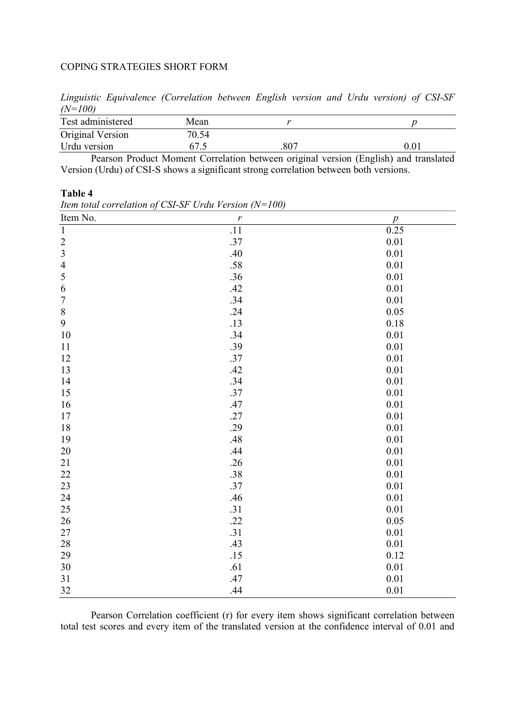*Linguistic Equivalence (Correlation between English version and Urdu version) of CSI-SF (N=100)*

| Test administered | Mean | *r* | *p* |
|---|---|---|---|
| Original Version | 70.54 | | |
| Urdu version | 67.5 | .807 | 0.01 |

Pearson Product Moment Correlation between original version (English) and translated Version (Urdu) of CSI-S shows a significant strong correlation between both versions.

**Table 4**

*Item total correlation of CSI-SF Urdu Version (N=100)*

| Item No. | *r* | *p* |
|---|---|---|
| 1 | .11 | 0.25 |
| 2 | .37 | 0.01 |
| 3 | .40 | 0.01 |
| 4 | .58 | 0.01 |
| 5 | .36 | 0.01 |
| 6 | .42 | 0.01 |
| 7 | .34 | 0.01 |
| 8 | .24 | 0.05 |
| 9 | .13 | 0.18 |
| 10 | .34 | 0.01 |
| 11 | .39 | 0.01 |
| 12 | .37 | 0.01 |
| 13 | .42 | 0.01 |
| 14 | .34 | 0.01 |
| 15 | .37 | 0.01 |
| 16 | .47 | 0.01 |
| 17 | .27 | 0.01 |
| 18 | .29 | 0.01 |
| 19 | .48 | 0.01 |
| 20 | .44 | 0.01 |
| 21 | .26 | 0.01 |
| 22 | .38 | 0.01 |
| 23 | .37 | 0.01 |
| 24 | .46 | 0.01 |
| 25 | .31 | 0.01 |
| 26 | .22 | 0.05 |
| 27 | .31 | 0.01 |
| 28 | .43 | 0.01 |
| 29 | .15 | 0.12 |
| 30 | .61 | 0.01 |
| 31 | .47 | 0.01 |
| 32 | .44 | 0.01 |

Pearson Correlation coefficient (r) for every item shows significant correlation between total test scores and every item of the translated version at the confidence interval of 0.01 and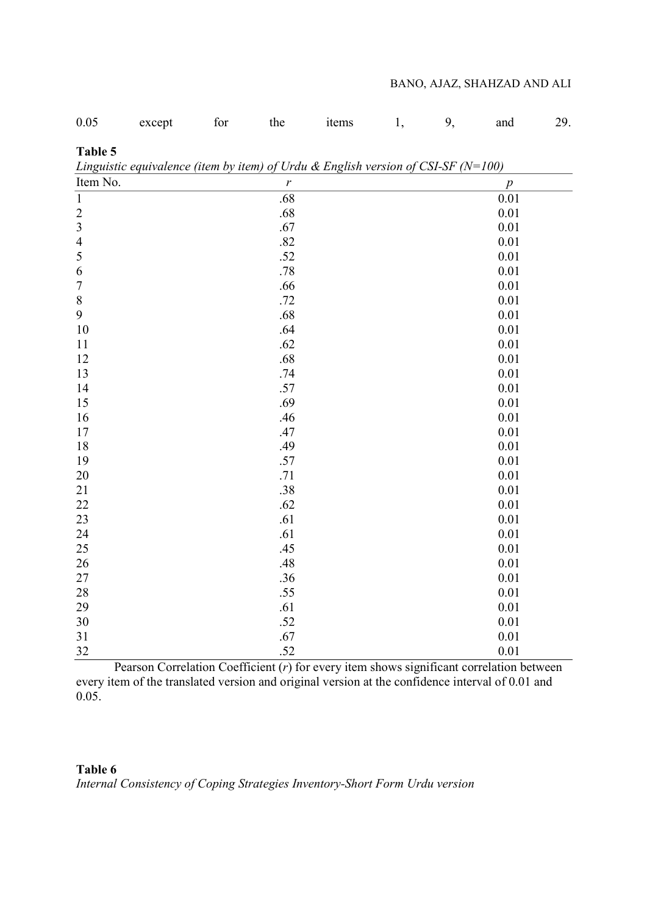0.05 except for the items 1, 9, and 29.

**Table 5**

*Linguistic equivalence (item by item) of Urdu & English version of CSI-SF (N=100)*

| Item No. | *r* | *p* |
|---|---|---|
| 1 | .68 | 0.01 |
| 2 | .68 | 0.01 |
| 3 | .67 | 0.01 |
| 4 | .82 | 0.01 |
| 5 | .52 | 0.01 |
| 6 | .78 | 0.01 |
| 7 | .66 | 0.01 |
| 8 | .72 | 0.01 |
| 9 | .68 | 0.01 |
| 10 | .64 | 0.01 |
| 11 | .62 | 0.01 |
| 12 | .68 | 0.01 |
| 13 | .74 | 0.01 |
| 14 | .57 | 0.01 |
| 15 | .69 | 0.01 |
| 16 | .46 | 0.01 |
| 17 | .47 | 0.01 |
| 18 | .49 | 0.01 |
| 19 | .57 | 0.01 |
| 20 | .71 | 0.01 |
| 21 | .38 | 0.01 |
| 22 | .62 | 0.01 |
| 23 | .61 | 0.01 |
| 24 | .61 | 0.01 |
| 25 | .45 | 0.01 |
| 26 | .48 | 0.01 |
| 27 | .36 | 0.01 |
| 28 | .55 | 0.01 |
| 29 | .61 | 0.01 |
| 30 | .52 | 0.01 |
| 31 | .67 | 0.01 |
| 32 | .52 | 0.01 |

Pearson Correlation Coefficient (*r*) for every item shows significant correlation between every item of the translated version and original version at the confidence interval of 0.01 and 0.05.

**Table 6**

*Internal Consistency of Coping Strategies Inventory-Short Form Urdu version*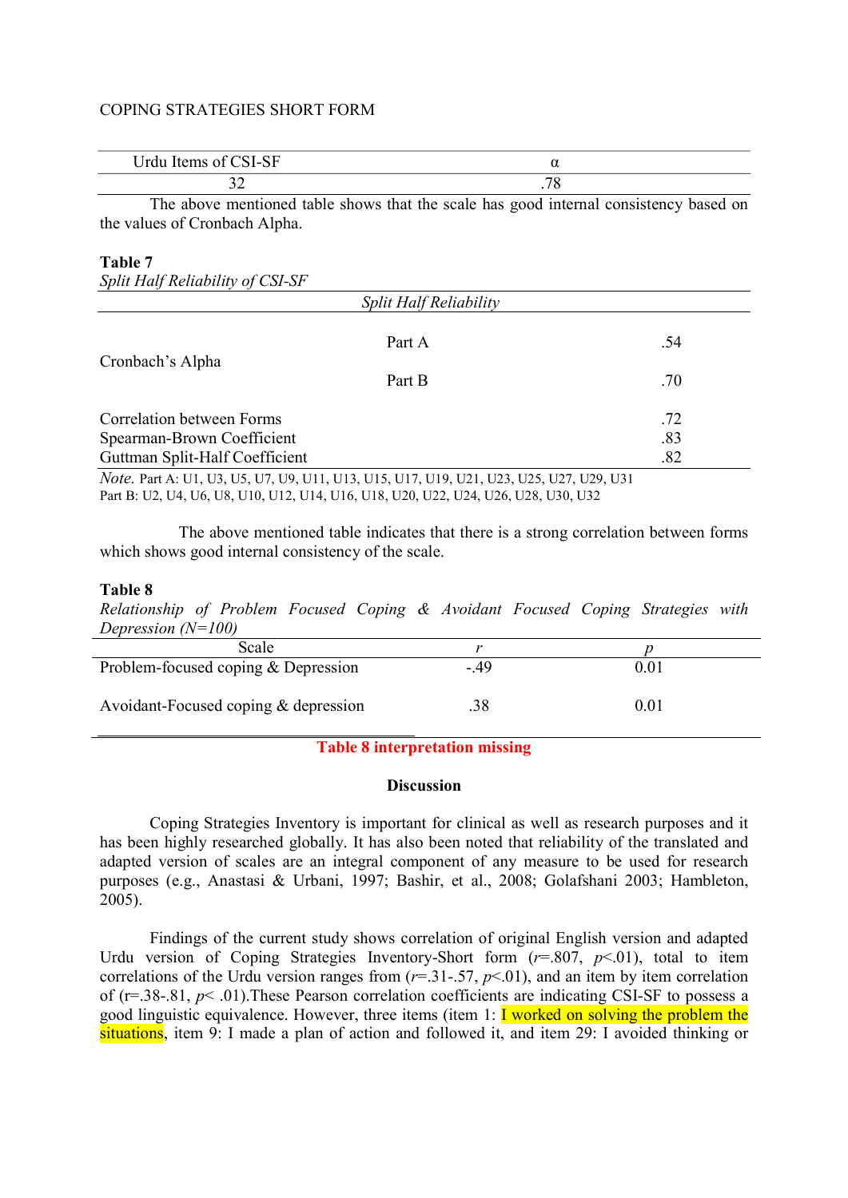| Urdu Items of CSI-SF | α |
|---|---|
| 32 | .78 |

The above mentioned table shows that the scale has good internal consistency based on the values of Cronbach Alpha.

**Table 7**

*Split Half Reliability of CSI-SF*

| *Split Half Reliability* | | |
|---|---|---|
| Cronbach's Alpha | Part A | .54 |
| | Part B | .70 |
| Correlation between Forms | | .72 |
| Spearman-Brown Coefficient | | .83 |
| Guttman Split-Half Coefficient | | .82 |

*Note.* Part A: U1, U3, U5, U7, U9, U11, U13, U15, U17, U19, U21, U23, U25, U27, U29, U31
Part B: U2, U4, U6, U8, U10, U12, U14, U16, U18, U20, U22, U24, U26, U28, U30, U32

The above mentioned table indicates that there is a strong correlation between forms which shows good internal consistency of the scale.

**Table 8**

*Relationship of Problem Focused Coping & Avoidant Focused Coping Strategies with Depression (N=100)*

| Scale | *r* | *p* |
|---|---|---|
| Problem-focused coping & Depression | -.49 | 0.01 |
| Avoidant-Focused coping & depression | .38 | 0.01 |

**Table 8 interpretation missing**

## Discussion

Coping Strategies Inventory is important for clinical as well as research purposes and it has been highly researched globally. It has also been noted that reliability of the translated and adapted version of scales are an integral component of any measure to be used for research purposes (e.g., Anastasi & Urbani, 1997; Bashir, et al., 2008; Golafshani 2003; Hambleton, 2005).

Findings of the current study shows correlation of original English version and adapted Urdu version of Coping Strategies Inventory-Short form ($r$=.807, $p$<.01), total to item correlations of the Urdu version ranges from ($r$=.31-.57, $p$<.01), and an item by item correlation of (r=.38-.81, $p$< .01).These Pearson correlation coefficients are indicating CSI-SF to possess a good linguistic equivalence. However, three items (item 1: I worked on solving the problem the situations, item 9: I made a plan of action and followed it, and item 29: I avoided thinking or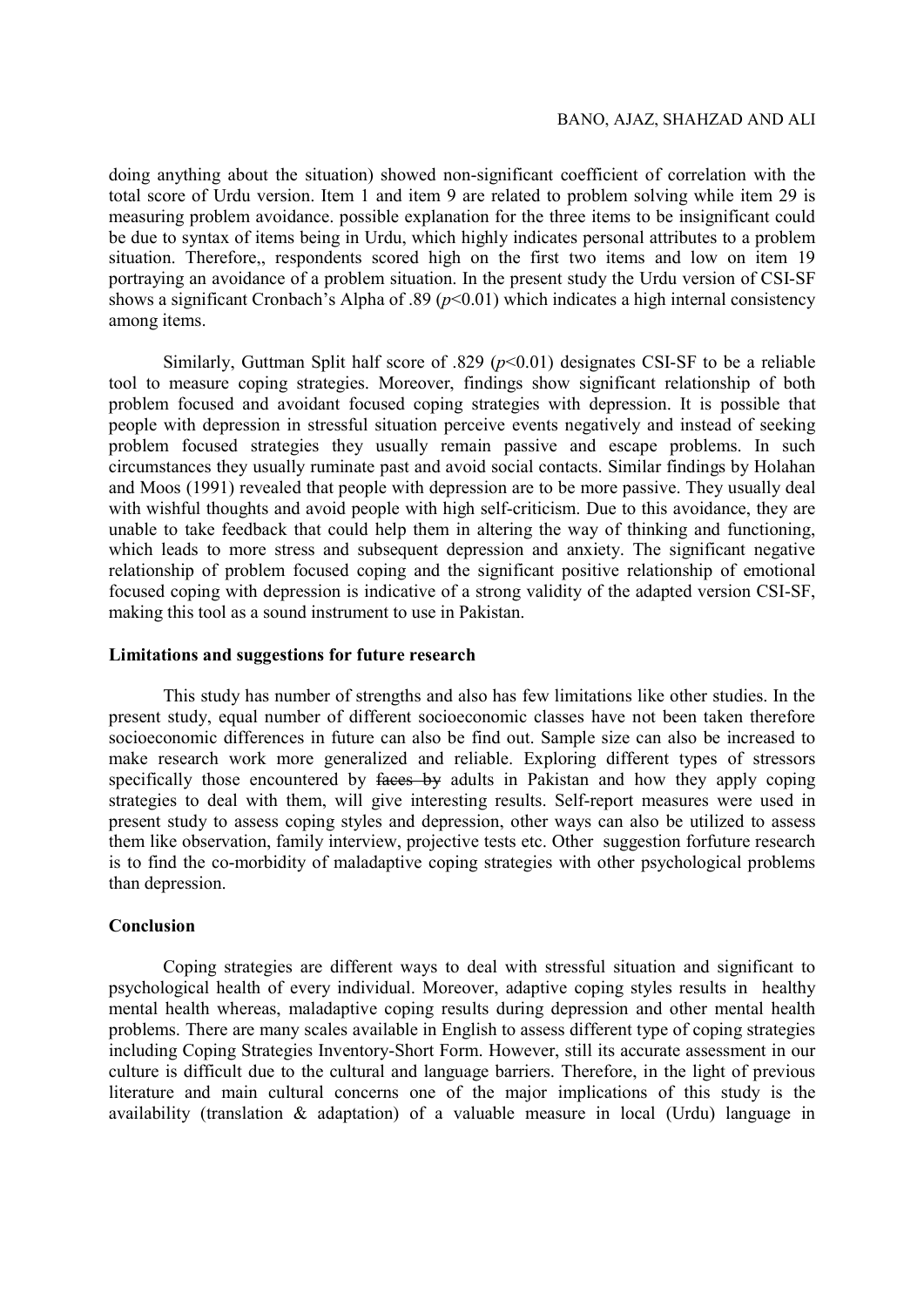doing anything about the situation) showed non-significant coefficient of correlation with the total score of Urdu version. Item 1 and item 9 are related to problem solving while item 29 is measuring problem avoidance. possible explanation for the three items to be insignificant could be due to syntax of items being in Urdu, which highly indicates personal attributes to a problem situation. Therefore,, respondents scored high on the first two items and low on item 19 portraying an avoidance of a problem situation. In the present study the Urdu version of CSI-SF shows a significant Cronbach's Alpha of .89 ($p$<0.01) which indicates a high internal consistency among items.

Similarly, Guttman Split half score of .829 ($p$<0.01) designates CSI-SF to be a reliable tool to measure coping strategies. Moreover, findings show significant relationship of both problem focused and avoidant focused coping strategies with depression. It is possible that people with depression in stressful situation perceive events negatively and instead of seeking problem focused strategies they usually remain passive and escape problems. In such circumstances they usually ruminate past and avoid social contacts. Similar findings by Holahan and Moos (1991) revealed that people with depression are to be more passive. They usually deal with wishful thoughts and avoid people with high self-criticism. Due to this avoidance, they are unable to take feedback that could help them in altering the way of thinking and functioning, which leads to more stress and subsequent depression and anxiety. The significant negative relationship of problem focused coping and the significant positive relationship of emotional focused coping with depression is indicative of a strong validity of the adapted version CSI-SF, making this tool as a sound instrument to use in Pakistan.

**Limitations and suggestions for future research**

This study has number of strengths and also has few limitations like other studies. In the present study, equal number of different socioeconomic classes have not been taken therefore socioeconomic differences in future can also be find out. Sample size can also be increased to make research work more generalized and reliable. Exploring different types of stressors specifically those encountered by ~~faces by~~ adults in Pakistan and how they apply coping strategies to deal with them, will give interesting results. Self-report measures were used in present study to assess coping styles and depression, other ways can also be utilized to assess them like observation, family interview, projective tests etc. Other suggestion forfuture research is to find the co-morbidity of maladaptive coping strategies with other psychological problems than depression.

**Conclusion**

Coping strategies are different ways to deal with stressful situation and significant to psychological health of every individual. Moreover, adaptive coping styles results in healthy mental health whereas, maladaptive coping results during depression and other mental health problems. There are many scales available in English to assess different type of coping strategies including Coping Strategies Inventory-Short Form. However, still its accurate assessment in our culture is difficult due to the cultural and language barriers. Therefore, in the light of previous literature and main cultural concerns one of the major implications of this study is the availability (translation & adaptation) of a valuable measure in local (Urdu) language in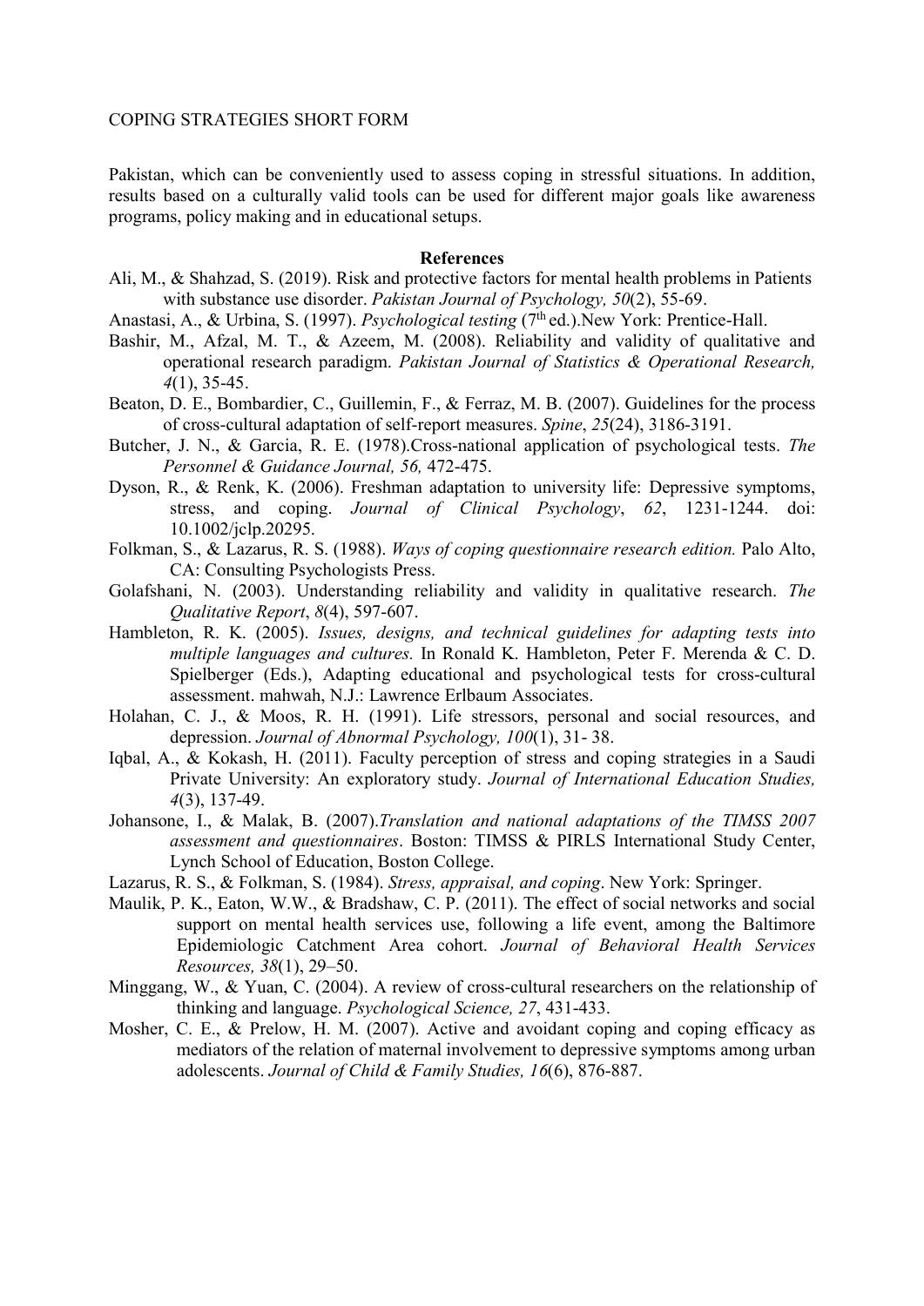Pakistan, which can be conveniently used to assess coping in stressful situations. In addition, results based on a culturally valid tools can be used for different major goals like awareness programs, policy making and in educational setups.

## References

Ali, M., & Shahzad, S. (2019). Risk and protective factors for mental health problems in Patients with substance use disorder. *Pakistan Journal of Psychology, 50*(2), 55-69.

Anastasi, A., & Urbina, S. (1997). *Psychological testing* (7th ed.).New York: Prentice-Hall.

Bashir, M., Afzal, M. T., & Azeem, M. (2008). Reliability and validity of qualitative and operational research paradigm. *Pakistan Journal of Statistics & Operational Research, 4*(1), 35-45.

Beaton, D. E., Bombardier, C., Guillemin, F., & Ferraz, M. B. (2007). Guidelines for the process of cross-cultural adaptation of self-report measures. *Spine*, *25*(24), 3186-3191.

Butcher, J. N., & Garcia, R. E. (1978).Cross-national application of psychological tests. *The Personnel & Guidance Journal, 56,* 472-475.

Dyson, R., & Renk, K. (2006). Freshman adaptation to university life: Depressive symptoms, stress, and coping. *Journal of Clinical Psychology*, *62*, 1231-1244. doi: 10.1002/jclp.20295.

Folkman, S., & Lazarus, R. S. (1988). *Ways of coping questionnaire research edition.* Palo Alto, CA: Consulting Psychologists Press.

Golafshani, N. (2003). Understanding reliability and validity in qualitative research. *The Qualitative Report*, *8*(4), 597-607.

Hambleton, R. K. (2005). *Issues, designs, and technical guidelines for adapting tests into multiple languages and cultures.* In Ronald K. Hambleton, Peter F. Merenda & C. D. Spielberger (Eds.), Adapting educational and psychological tests for cross-cultural assessment. mahwah, N.J.: Lawrence Erlbaum Associates.

Holahan, C. J., & Moos, R. H. (1991). Life stressors, personal and social resources, and depression. *Journal of Abnormal Psychology, 100*(1), 31- 38.

Iqbal, A., & Kokash, H. (2011). Faculty perception of stress and coping strategies in a Saudi Private University: An exploratory study. *Journal of International Education Studies, 4*(3), 137-49.

Johansone, I., & Malak, B. (2007).*Translation and national adaptations of the TIMSS 2007 assessment and questionnaires*. Boston: TIMSS & PIRLS International Study Center, Lynch School of Education, Boston College.

Lazarus, R. S., & Folkman, S. (1984). *Stress, appraisal, and coping*. New York: Springer.

Maulik, P. K., Eaton, W.W., & Bradshaw, C. P. (2011). The effect of social networks and social support on mental health services use, following a life event, among the Baltimore Epidemiologic Catchment Area cohort. *Journal of Behavioral Health Services Resources, 38*(1), 29–50.

Minggang, W., & Yuan, C. (2004). A review of cross-cultural researchers on the relationship of thinking and language. *Psychological Science, 27*, 431-433.

Mosher, C. E., & Prelow, H. M. (2007). Active and avoidant coping and coping efficacy as mediators of the relation of maternal involvement to depressive symptoms among urban adolescents. *Journal of Child & Family Studies, 16*(6), 876-887.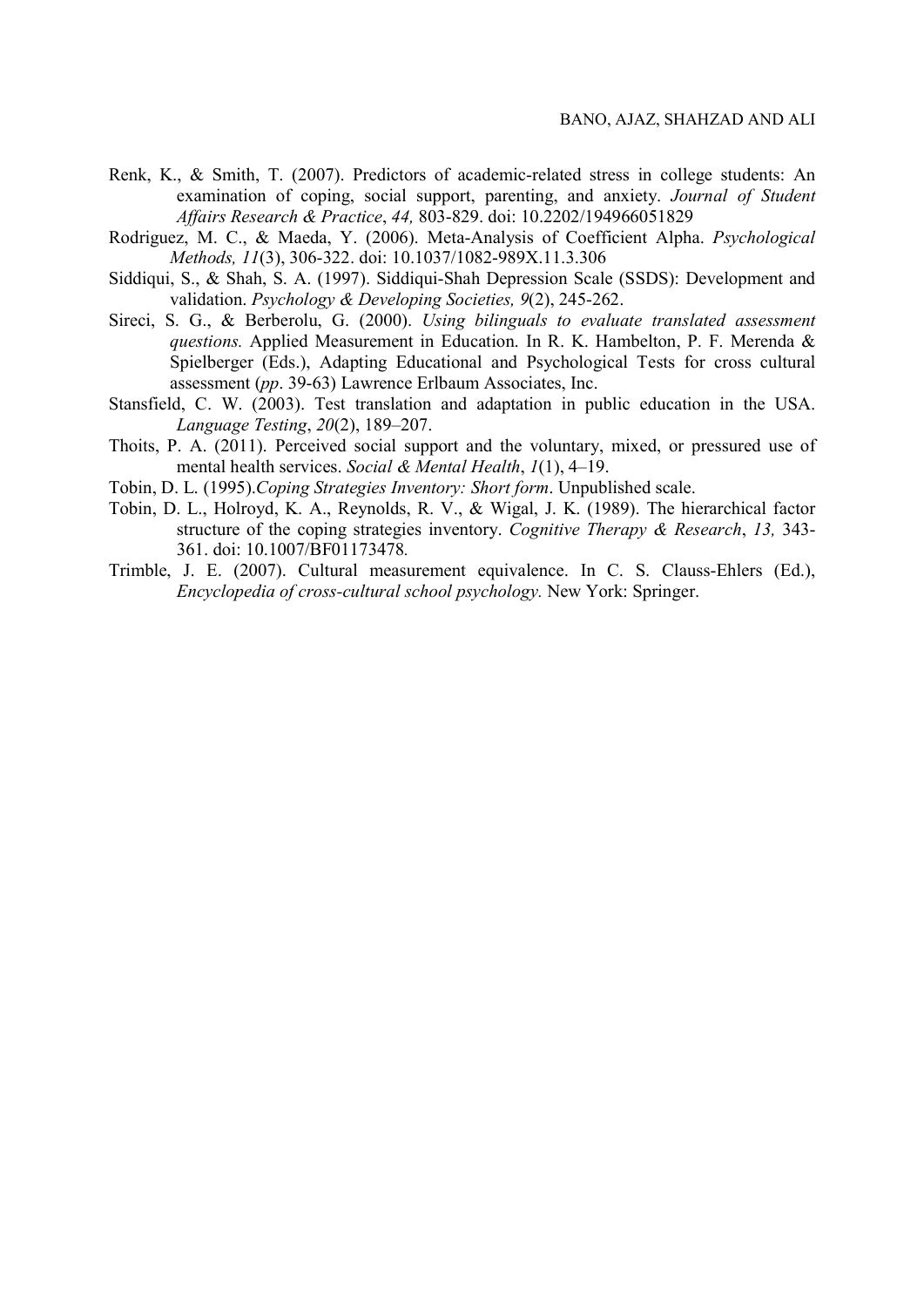Renk, K., & Smith, T. (2007). Predictors of academic-related stress in college students: An examination of coping, social support, parenting, and anxiety. *Journal of Student Affairs Research & Practice*, *44,* 803-829. doi: 10.2202/194966051829

Rodriguez, M. C., & Maeda, Y. (2006). Meta-Analysis of Coefficient Alpha. *Psychological Methods, 11*(3), 306-322. doi: 10.1037/1082-989X.11.3.306

Siddiqui, S., & Shah, S. A. (1997). Siddiqui-Shah Depression Scale (SSDS): Development and validation. *Psychology & Developing Societies, 9*(2), 245-262.

Sireci, S. G., & Berberolu, G. (2000). *Using bilinguals to evaluate translated assessment questions.* Applied Measurement in Education. In R. K. Hambelton, P. F. Merenda & Spielberger (Eds.), Adapting Educational and Psychological Tests for cross cultural assessment (*pp*. 39-63) Lawrence Erlbaum Associates, Inc.

Stansfield, C. W. (2003). Test translation and adaptation in public education in the USA. *Language Testing*, *20*(2), 189–207.

Thoits, P. A. (2011). Perceived social support and the voluntary, mixed, or pressured use of mental health services. *Social & Mental Health*, *1*(1), 4–19.

Tobin, D. L. (1995).*Coping Strategies Inventory: Short form*. Unpublished scale.

Tobin, D. L., Holroyd, K. A., Reynolds, R. V., & Wigal, J. K. (1989). The hierarchical factor structure of the coping strategies inventory. *Cognitive Therapy & Research*, *13,* 343-361. doi: 10.1007/BF01173478.

Trimble, J. E. (2007). Cultural measurement equivalence. In C. S. Clauss-Ehlers (Ed.), *Encyclopedia of cross-cultural school psychology.* New York: Springer.